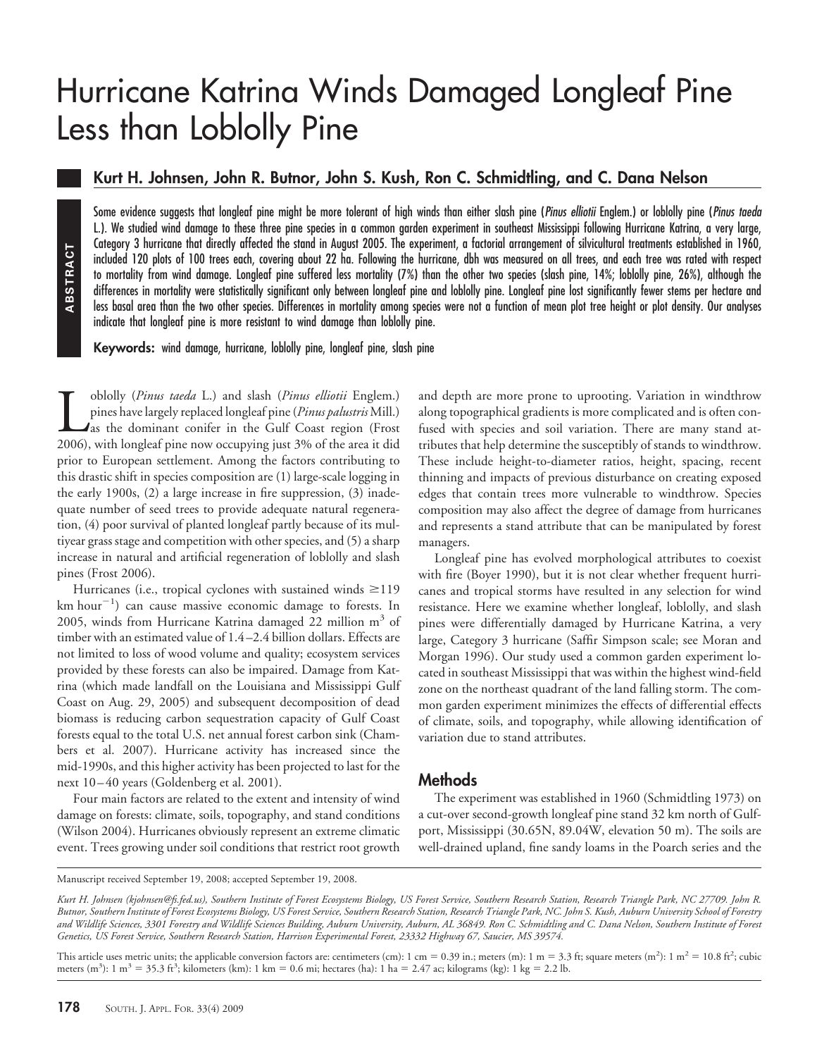# Hurricane Katrina Winds Damaged Longleaf Pine Less than Loblolly Pine

## Kurt H. Johnsen, John R. Butnor, John S. Kush, Ron C. Schmidtling, and C. Dana Nelson

**ABSTRACT**

Some evidence suggests that longleaf pine might be more tolerant of high winds than either slash pine (*Pinus elliotii* Englem.) or loblolly pine (*Pinus taeda* L.). We studied wind damage to these three pine species in a common garden experiment in southeast Mississippi following Hurricane Katrina, a very large, Category 3 hurricane that directly affected the stand in August 2005. The experiment, a factorial arrangement of silvicultural treatments established in 1960, included 120 plots of 100 trees each, covering about 22 ha. Following the hurricane, dbh was measured on all trees, and each tree was rated with respect to mortality from wind damage. Longleaf pine suffered less mortality (7%) than the other two species (slash pine, 14%; loblolly pine, 26%), although the differences in mortality were statistically significant only between longleaf pine and loblolly pine. Longleaf pine lost significantly fewer stems per hectare and less basal area than the two other species. Differences in mortality among species were not a function of mean plot tree height or plot density. Our analyses indicate that longleaf pine is more resistant to wind damage than loblolly pine.

**Keywords:** wind damage, hurricane, loblolly pine, longleaf pine, slash pine

Loblolly (*Pinus taeda* L.) and slash (*Pinus elliotii* Englem.) pines have largely replaced longleaf pine (*Pinus palustris* Mill.) as the dominant conifer in the Gulf Coast region (Frost 2006), with longleaf pine now occupying just 3% of the area it did prior to European settlement. Among the factors contributing to this drastic shift in species composition are (1) large-scale logging in the early 1900s, (2) a large increase in fire suppression, (3) inadequate number of seed trees to provide adequate natural regeneration, (4) poor survival of planted longleaf partly because of its multiyear grass stage and competition with other species, and (5) a sharp increase in natural and artificial regeneration of loblolly and slash pines (Frost 2006).

Hurricanes (i.e., tropical cyclones with sustained winds $\geq$119 km hour$^{-1}$) can cause massive economic damage to forests. In 2005, winds from Hurricane Katrina damaged 22 million m$^3$ of timber with an estimated value of 1.4–2.4 billion dollars. Effects are not limited to loss of wood volume and quality; ecosystem services provided by these forests can also be impaired. Damage from Katrina (which made landfall on the Louisiana and Mississippi Gulf Coast on Aug. 29, 2005) and subsequent decomposition of dead biomass is reducing carbon sequestration capacity of Gulf Coast forests equal to the total U.S. net annual forest carbon sink (Chambers et al. 2007). Hurricane activity has increased since the mid-1990s, and this higher activity has been projected to last for the next 10–40 years (Goldenberg et al. 2001).

Four main factors are related to the extent and intensity of wind damage on forests: climate, soils, topography, and stand conditions (Wilson 2004). Hurricanes obviously represent an extreme climatic event. Trees growing under soil conditions that restrict root growth and depth are more prone to uprooting. Variation in windthrow along topographical gradients is more complicated and is often confused with species and soil variation. There are many stand attributes that help determine the susceptibly of stands to windthrow. These include height-to-diameter ratios, height, spacing, recent thinning and impacts of previous disturbance on creating exposed edges that contain trees more vulnerable to windthrow. Species composition may also affect the degree of damage from hurricanes and represents a stand attribute that can be manipulated by forest managers.

Longleaf pine has evolved morphological attributes to coexist with fire (Boyer 1990), but it is not clear whether frequent hurricanes and tropical storms have resulted in any selection for wind resistance. Here we examine whether longleaf, loblolly, and slash pines were differentially damaged by Hurricane Katrina, a very large, Category 3 hurricane (Saffir Simpson scale; see Moran and Morgan 1996). Our study used a common garden experiment located in southeast Mississippi that was within the highest wind-field zone on the northeast quadrant of the land falling storm. The common garden experiment minimizes the effects of differential effects of climate, soils, and topography, while allowing identification of variation due to stand attributes.

## Methods

The experiment was established in 1960 (Schmidtling 1973) on a cut-over second-growth longleaf pine stand 32 km north of Gulfport, Mississippi (30.65N, 89.04W, elevation 50 m). The soils are well-drained upland, fine sandy loams in the Poarch series and the

Manuscript received September 19, 2008; accepted September 19, 2008.

*Kurt H. Johnsen (kjohnsen@fs.fed.us), Southern Institute of Forest Ecosystems Biology, US Forest Service, Southern Research Station, Research Triangle Park, NC 27709. John R. Butnor, Southern Institute of Forest Ecosystems Biology, US Forest Service, Southern Research Station, Research Triangle Park, NC. John S. Kush, Auburn University School of Forestry and Wildlife Sciences, 3301 Forestry and Wildlife Sciences Building, Auburn University, Auburn, AL 36849. Ron C. Schmidtling and C. Dana Nelson, Southern Institute of Forest Genetics, US Forest Service, Southern Research Station, Harrison Experimental Forest, 23332 Highway 67, Saucier, MS 39574.*

This article uses metric units; the applicable conversion factors are: centimeters (cm): 1 cm = 0.39 in.; meters (m): 1 m = 3.3 ft; square meters (m$^2$): 1 m$^2$ = 10.8 ft$^2$; cubic meters (m$^3$): 1 m$^3$ = 35.3 ft$^3$; kilometers (km): 1 km = 0.6 mi; hectares (ha): 1 ha = 2.47 ac; kilograms (kg): 1 kg = 2.2 lb.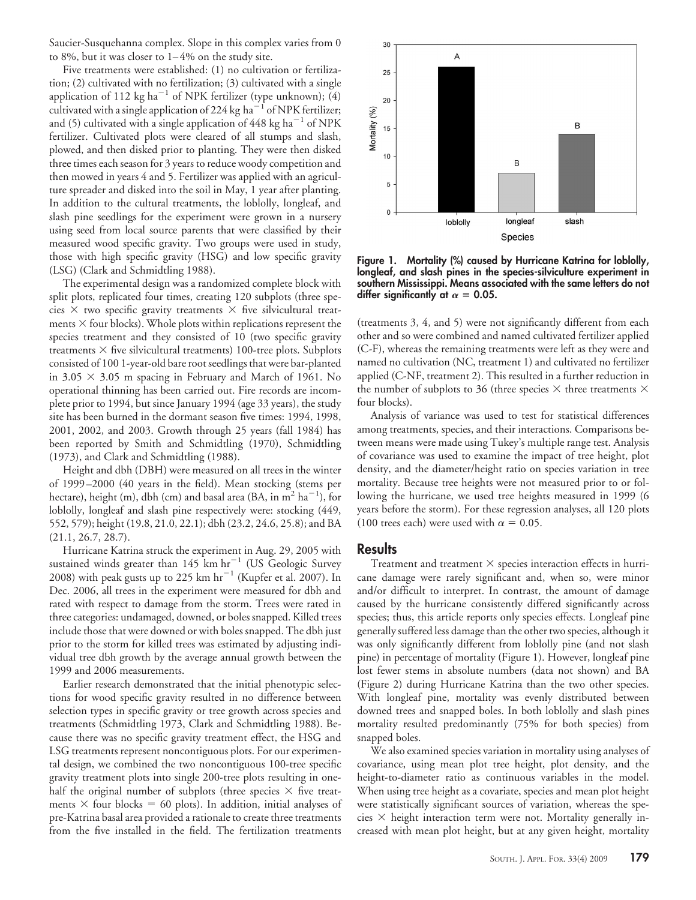Saucier-Susquehanna complex. Slope in this complex varies from 0 to 8%, but it was closer to 1–4% on the study site.

Five treatments were established: (1) no cultivation or fertilization; (2) cultivated with no fertilization; (3) cultivated with a single application of 112 kg $ha^{-1}$ of NPK fertilizer (type unknown); (4) cultivated with a single application of 224 kg $ha^{-1}$ of NPK fertilizer; and (5) cultivated with a single application of 448 kg $ha^{-1}$ of NPK fertilizer. Cultivated plots were cleared of all stumps and slash, plowed, and then disked prior to planting. They were then disked three times each season for 3 years to reduce woody competition and then mowed in years 4 and 5. Fertilizer was applied with an agriculture spreader and disked into the soil in May, 1 year after planting. In addition to the cultural treatments, the loblolly, longleaf, and slash pine seedlings for the experiment were grown in a nursery using seed from local source parents that were classified by their measured wood specific gravity. Two groups were used in study, those with high specific gravity (HSG) and low specific gravity (LSG) (Clark and Schmidtling 1988).

The experimental design was a randomized complete block with split plots, replicated four times, creating 120 subplots (three species × two specific gravity treatments × five silvicultural treatments × four blocks). Whole plots within replications represent the species treatment and they consisted of 10 (two specific gravity treatments × five silvicultural treatments) 100-tree plots. Subplots consisted of 100 1-year-old bare root seedlings that were bar-planted in 3.05 × 3.05 m spacing in February and March of 1961. No operational thinning has been carried out. Fire records are incomplete prior to 1994, but since January 1994 (age 33 years), the study site has been burned in the dormant season five times: 1994, 1998, 2001, 2002, and 2003. Growth through 25 years (fall 1984) has been reported by Smith and Schmidtling (1970), Schmidtling (1973), and Clark and Schmidtling (1988).

Height and dbh (DBH) were measured on all trees in the winter of 1999–2000 (40 years in the field). Mean stocking (stems per hectare), height (m), dbh (cm) and basal area (BA, in $m^2$ $ha^{-1}$), for loblolly, longleaf and slash pine respectively were: stocking (449, 552, 579); height (19.8, 21.0, 22.1); dbh (23.2, 24.6, 25.8); and BA (21.1, 26.7, 28.7).

Hurricane Katrina struck the experiment in Aug. 29, 2005 with sustained winds greater than 145 km $hr^{-1}$ (US Geologic Survey 2008) with peak gusts up to 225 km $hr^{-1}$ (Kupfer et al. 2007). In Dec. 2006, all trees in the experiment were measured for dbh and rated with respect to damage from the storm. Trees were rated in three categories: undamaged, downed, or boles snapped. Killed trees include those that were downed or with boles snapped. The dbh just prior to the storm for killed trees was estimated by adjusting individual tree dbh growth by the average annual growth between the 1999 and 2006 measurements.

Earlier research demonstrated that the initial phenotypic selections for wood specific gravity resulted in no difference between selection types in specific gravity or tree growth across species and treatments (Schmidtling 1973, Clark and Schmidtling 1988). Because there was no specific gravity treatment effect, the HSG and LSG treatments represent noncontiguous plots. For our experimental design, we combined the two noncontiguous 100-tree specific gravity treatment plots into single 200-tree plots resulting in one-half the original number of subplots (three species × five treatments × four blocks = 60 plots). In addition, initial analyses of pre-Katrina basal area provided a rationale to create three treatments from the five installed in the field. The fertilization treatments (treatments 3, 4, and 5) were not significantly different from each other and so were combined and named cultivated fertilizer applied (C-F), whereas the remaining treatments were left as they were and named no cultivation (NC, treatment 1) and cultivated no fertilizer applied (C-NF, treatment 2). This resulted in a further reduction in the number of subplots to 36 (three species × three treatments × four blocks).

Analysis of variance was used to test for statistical differences among treatments, species, and their interactions. Comparisons between means were made using Tukey's multiple range test. Analysis of covariance was used to examine the impact of tree height, plot density, and the diameter/height ratio on species variation in tree mortality. Because tree heights were not measured prior to or following the hurricane, we used tree heights measured in 1999 (6 years before the storm). For these regression analyses, all 120 plots (100 trees each) were used with $\alpha = 0.05$.

**Figure 1. Mortality (%) caused by Hurricane Katrina for loblolly, longleaf, and slash pines in the species-silviculture experiment in southern Mississippi. Means associated with the same letters do not differ significantly at $\alpha = 0.05$.**

## Results

Treatment and treatment × species interaction effects in hurricane damage were rarely significant and, when so, were minor and/or difficult to interpret. In contrast, the amount of damage caused by the hurricane consistently differed significantly across species; thus, this article reports only species effects. Longleaf pine generally suffered less damage than the other two species, although it was only significantly different from loblolly pine (and not slash pine) in percentage of mortality (Figure 1). However, longleaf pine lost fewer stems in absolute numbers (data not shown) and BA (Figure 2) during Hurricane Katrina than the two other species. With longleaf pine, mortality was evenly distributed between downed trees and snapped boles. In both loblolly and slash pines mortality resulted predominantly (75% for both species) from snapped boles.

We also examined species variation in mortality using analyses of covariance, using mean plot tree height, plot density, and the height-to-diameter ratio as continuous variables in the model. When using tree height as a covariate, species and mean plot height were statistically significant sources of variation, whereas the species × height interaction term were not. Mortality generally increased with mean plot height, but at any given height, mortality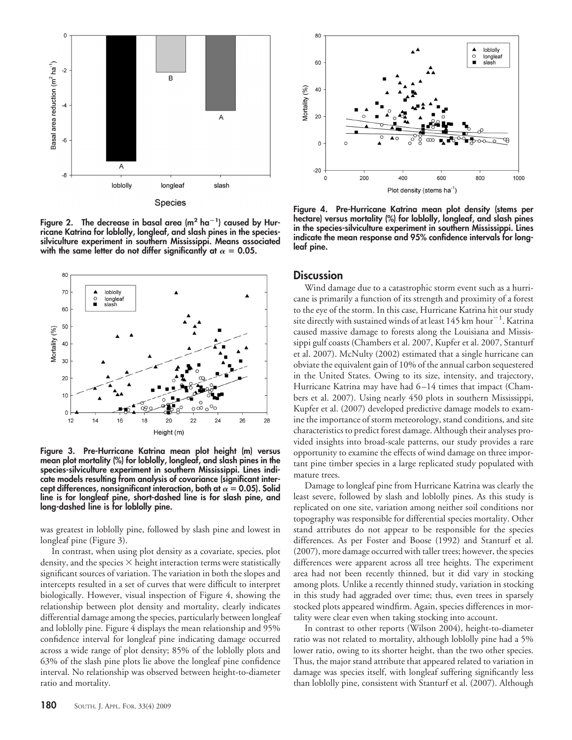Figure 2. The decrease in basal area ($m^2$ $ha^{-1}$) caused by Hurricane Katrina for loblolly, longleaf, and slash pines in the species-silviculture experiment in southern Mississippi. Means associated with the same letter do not differ significantly at $\alpha = 0.05$.

Figure 3. Pre-Hurricane Katrina mean plot height (m) versus mean plot mortality (%) for loblolly, longleaf, and slash pines in the species-silviculture experiment in southern Mississippi. Lines indicate models resulting from analysis of covariance (significant intercept differences, nonsignificant interaction, both at $\alpha = 0.05$). Solid line is for longleaf pine, short-dashed line is for slash pine, and long-dashed line is for loblolly pine.

was greatest in loblolly pine, followed by slash pine and lowest in longleaf pine (Figure 3).

In contrast, when using plot density as a covariate, species, plot density, and the species × height interaction terms were statistically significant sources of variation. The variation in both the slopes and intercepts resulted in a set of curves that were difficult to interpret biologically. However, visual inspection of Figure 4, showing the relationship between plot density and mortality, clearly indicates differential damage among the species, particularly between longleaf and loblolly pine. Figure 4 displays the mean relationship and 95% confidence interval for longleaf pine indicating damage occurred across a wide range of plot density; 85% of the loblolly plots and 63% of the slash pine plots lie above the longleaf pine confidence interval. No relationship was observed between height-to-diameter ratio and mortality.

Figure 4. Pre-Hurricane Katrina mean plot density (stems per hectare) versus mortality (%) for loblolly, longleaf, and slash pines in the species-silviculture experiment in southern Mississippi. Lines indicate the mean response and 95% confidence intervals for longleaf pine.

## Discussion

Wind damage due to a catastrophic storm event such as a hurricane is primarily a function of its strength and proximity of a forest to the eye of the storm. In this case, Hurricane Katrina hit our study site directly with sustained winds of at least 145 km $hour^{-1}$. Katrina caused massive damage to forests along the Louisiana and Mississippi gulf coasts (Chambers et al. 2007, Kupfer et al. 2007, Stanturf et al. 2007). McNulty (2002) estimated that a single hurricane can obviate the equivalent gain of 10% of the annual carbon sequestered in the United States. Owing to its size, intensity, and trajectory, Hurricane Katrina may have had 6–14 times that impact (Chambers et al. 2007). Using nearly 450 plots in southern Mississippi, Kupfer et al. (2007) developed predictive damage models to examine the importance of storm meteorology, stand conditions, and site characteristics to predict forest damage. Although their analyses provided insights into broad-scale patterns, our study provides a rare opportunity to examine the effects of wind damage on three important pine timber species in a large replicated study populated with mature trees.

Damage to longleaf pine from Hurricane Katrina was clearly the least severe, followed by slash and loblolly pines. As this study is replicated on one site, variation among neither soil conditions nor topography was responsible for differential species mortality. Other stand attributes do not appear to be responsible for the species differences. As per Foster and Boose (1992) and Stanturf et al. (2007), more damage occurred with taller trees; however, the species differences were apparent across all tree heights. The experiment area had not been recently thinned, but it did vary in stocking among plots. Unlike a recently thinned study, variation in stocking in this study had aggraded over time; thus, even trees in sparsely stocked plots appeared windfirm. Again, species differences in mortality were clear even when taking stocking into account.

In contrast to other reports (Wilson 2004), height-to-diameter ratio was not related to mortality, although loblolly pine had a 5% lower ratio, owing to its shorter height, than the two other species. Thus, the major stand attribute that appeared related to variation in damage was species itself, with longleaf suffering significantly less than loblolly pine, consistent with Stanturf et al. (2007). Although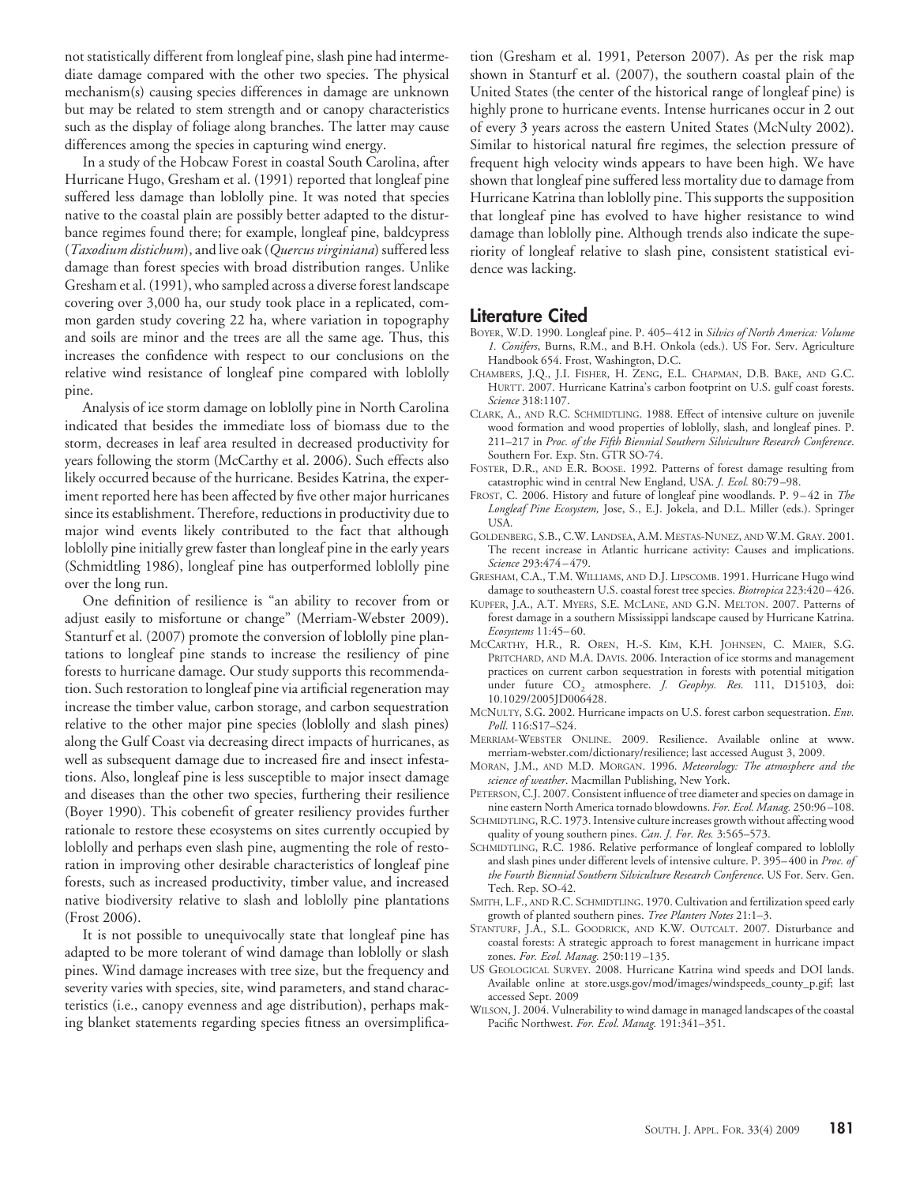not statistically different from longleaf pine, slash pine had intermediate damage compared with the other two species. The physical mechanism(s) causing species differences in damage are unknown but may be related to stem strength and or canopy characteristics such as the display of foliage along branches. The latter may cause differences among the species in capturing wind energy.

In a study of the Hobcaw Forest in coastal South Carolina, after Hurricane Hugo, Gresham et al. (1991) reported that longleaf pine suffered less damage than loblolly pine. It was noted that species native to the coastal plain are possibly better adapted to the disturbance regimes found there; for example, longleaf pine, baldcypress (*Taxodium distichum*), and live oak (*Quercus virginiana*) suffered less damage than forest species with broad distribution ranges. Unlike Gresham et al. (1991), who sampled across a diverse forest landscape covering over 3,000 ha, our study took place in a replicated, common garden study covering 22 ha, where variation in topography and soils are minor and the trees are all the same age. Thus, this increases the confidence with respect to our conclusions on the relative wind resistance of longleaf pine compared with loblolly pine.

Analysis of ice storm damage on loblolly pine in North Carolina indicated that besides the immediate loss of biomass due to the storm, decreases in leaf area resulted in decreased productivity for years following the storm (McCarthy et al. 2006). Such effects also likely occurred because of the hurricane. Besides Katrina, the experiment reported here has been affected by five other major hurricanes since its establishment. Therefore, reductions in productivity due to major wind events likely contributed to the fact that although loblolly pine initially grew faster than longleaf pine in the early years (Schmidtling 1986), longleaf pine has outperformed loblolly pine over the long run.

One definition of resilience is "an ability to recover from or adjust easily to misfortune or change" (Merriam-Webster 2009). Stanturf et al. (2007) promote the conversion of loblolly pine plantations to longleaf pine stands to increase the resiliency of pine forests to hurricane damage. Our study supports this recommendation. Such restoration to longleaf pine via artificial regeneration may increase the timber value, carbon storage, and carbon sequestration relative to the other major pine species (loblolly and slash pines) along the Gulf Coast via decreasing direct impacts of hurricanes, as well as subsequent damage due to increased fire and insect infestations. Also, longleaf pine is less susceptible to major insect damage and diseases than the other two species, furthering their resilience (Boyer 1990). This cobenefit of greater resiliency provides further rationale to restore these ecosystems on sites currently occupied by loblolly and perhaps even slash pine, augmenting the role of restoration in improving other desirable characteristics of longleaf pine forests, such as increased productivity, timber value, and increased native biodiversity relative to slash and loblolly pine plantations (Frost 2006).

It is not possible to unequivocally state that longleaf pine has adapted to be more tolerant of wind damage than loblolly or slash pines. Wind damage increases with tree size, but the frequency and severity varies with species, site, wind parameters, and stand characteristics (i.e., canopy evenness and age distribution), perhaps making blanket statements regarding species fitness an oversimplification (Gresham et al. 1991, Peterson 2007). As per the risk map shown in Stanturf et al. (2007), the southern coastal plain of the United States (the center of the historical range of longleaf pine) is highly prone to hurricane events. Intense hurricanes occur in 2 out of every 3 years across the eastern United States (McNulty 2002). Similar to historical natural fire regimes, the selection pressure of frequent high velocity winds appears to have been high. We have shown that longleaf pine suffered less mortality due to damage from Hurricane Katrina than loblolly pine. This supports the supposition that longleaf pine has evolved to have higher resistance to wind damage than loblolly pine. Although trends also indicate the superiority of longleaf relative to slash pine, consistent statistical evidence was lacking.

## Literature Cited

Boyer, W.D. 1990. Longleaf pine. P. 405–412 in *Silvics of North America: Volume 1. Conifers*, Burns, R.M., and B.H. Onkola (eds.). US For. Serv. Agriculture Handbook 654. Frost, Washington, D.C.

Chambers, J.Q., J.I. Fisher, H. Zeng, E.L. Chapman, D.B. Bake, and G.C. Hurtt. 2007. Hurricane Katrina's carbon footprint on U.S. gulf coast forests. *Science* 318:1107.

Clark, A., and R.C. Schmidtling. 1988. Effect of intensive culture on juvenile wood formation and wood properties of loblolly, slash, and longleaf pines. P. 211–217 in *Proc. of the Fifth Biennial Southern Silviculture Research Conference*. Southern For. Exp. Stn. GTR SO-74.

Foster, D.R., and E.R. Boose. 1992. Patterns of forest damage resulting from catastrophic wind in central New England, USA. *J. Ecol.* 80:79–98.

Frost, C. 2006. History and future of longleaf pine woodlands. P. 9–42 in *The Longleaf Pine Ecosystem*, Jose, S., E.J. Jokela, and D.L. Miller (eds.). Springer USA.

Goldenberg, S.B., C.W. Landsea, A.M. Mestas-Nunez, and W.M. Gray. 2001. The recent increase in Atlantic hurricane activity: Causes and implications. *Science* 293:474–479.

Gresham, C.A., T.M. Williams, and D.J. Lipscomb. 1991. Hurricane Hugo wind damage to southeastern U.S. coastal forest tree species. *Biotropica* 223:420–426.

Kupfer, J.A., A.T. Myers, S.E. McLane, and G.N. Melton. 2007. Patterns of forest damage in a southern Mississippi landscape caused by Hurricane Katrina. *Ecosystems* 11:45–60.

McCarthy, H.R., R. Oren, H.-S. Kim, K.H. Johnsen, C. Maier, S.G. Pritchard, and M.A. Davis. 2006. Interaction of ice storms and management practices on current carbon sequestration in forests with potential mitigation under future $CO_2$ atmosphere. *J. Geophys. Res.* 111, D15103, doi: 10.1029/2005JD006428.

McNulty, S.G. 2002. Hurricane impacts on U.S. forest carbon sequestration. *Env. Poll.* 116:S17–S24.

Merriam-Webster Online. 2009. Resilience. Available online at www.merriam-webster.com/dictionary/resilience; last accessed August 3, 2009.

Moran, J.M., and M.D. Morgan. 1996. *Meteorology: The atmosphere and the science of weather*. Macmillan Publishing, New York.

Peterson, C.J. 2007. Consistent influence of tree diameter and species on damage in nine eastern North America tornado blowdowns. *For. Ecol. Manag.* 250:96–108.

Schmidtling, R.C. 1973. Intensive culture increases growth without affecting wood quality of young southern pines. *Can. J. For. Res.* 3:565–573.

Schmidtling, R.C. 1986. Relative performance of longleaf compared to loblolly and slash pines under different levels of intensive culture. P. 395–400 in *Proc. of the Fourth Biennial Southern Silviculture Research Conference*. US For. Serv. Gen. Tech. Rep. SO-42.

Smith, L.F., and R.C. Schmidtling. 1970. Cultivation and fertilization speed early growth of planted southern pines. *Tree Planters Notes* 21:1–3.

Stanturf, J.A., S.L. Goodrick, and K.W. Outcalt. 2007. Disturbance and coastal forests: A strategic approach to forest management in hurricane impact zones. *For. Ecol. Manag.* 250:119–135.

US Geological Survey. 2008. Hurricane Katrina wind speeds and DOI lands. Available online at store.usgs.gov/mod/images/windspeeds_county_p.gif; last accessed Sept. 2009

Wilson, J. 2004. Vulnerability to wind damage in managed landscapes of the coastal Pacific Northwest. *For. Ecol. Manag.* 191:341–351.